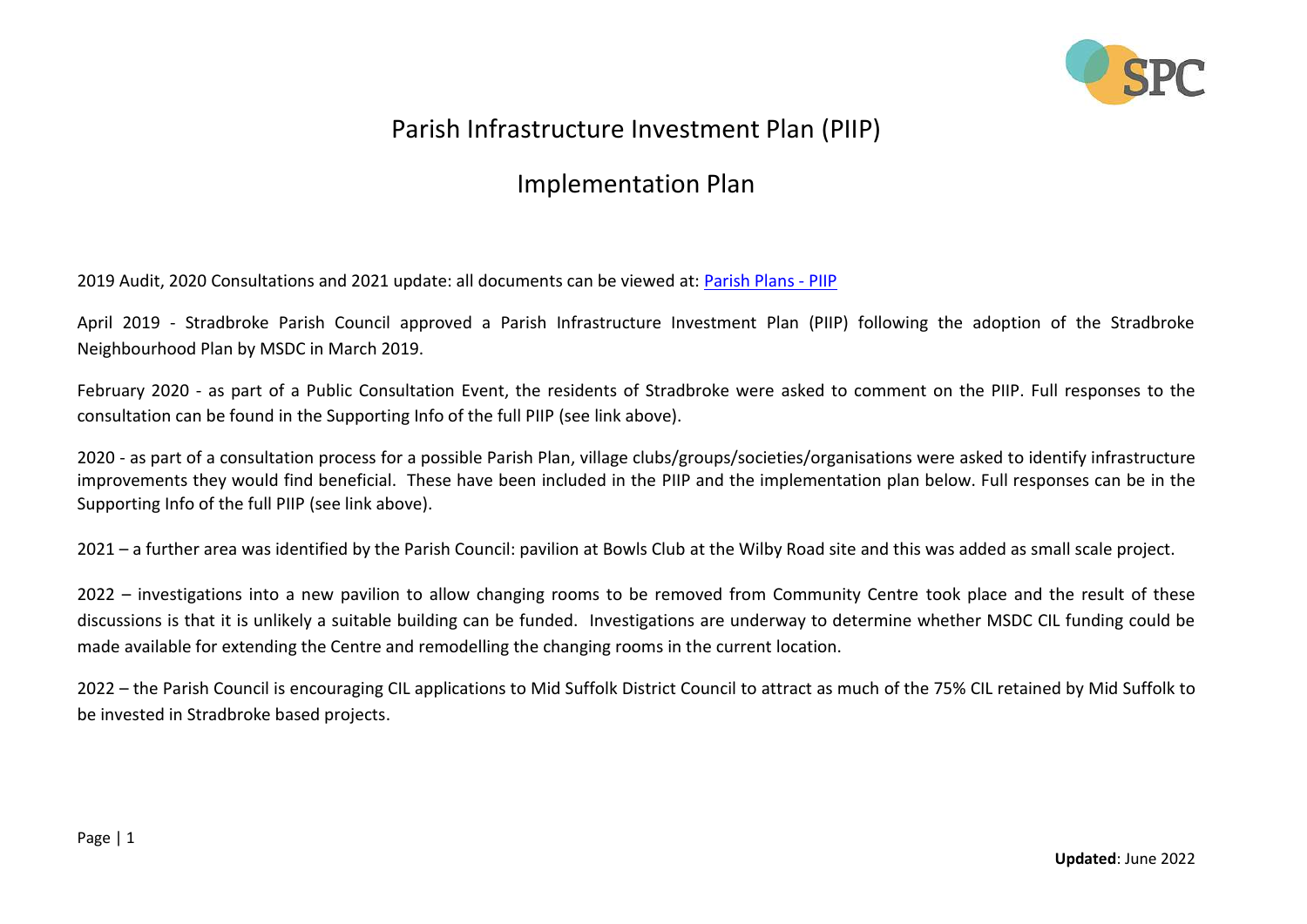# Parish Infrastructure Investment Plan (PIIP)

## Implementation Plan

2019 Audit, 2020 Consultations and 2021 update: all documents can be viewed at: [Parish Plans - PIIP]

April 2019 - Stradbroke Parish Council approved a Parish Infrastructure Investment Plan (PIIP) following the adoption of the Stradbroke Neighbourhood Plan by MSDC in March 2019.

February 2020 - as part of a Public Consultation Event, the residents of Stradbroke were asked to comment on the PIIP. Full responses to the consultation can be found in the Supporting Info of the full PIIP (see link above).

2020 - as part of a consultation process for a possible Parish Plan, village clubs/groups/societies/organisations were asked to identify infrastructure improvements they would find beneficial. These have been included in the PIIP and the implementation plan below. Full responses can be in the Supporting Info of the full PIIP (see link above).

2021 – a further area was identified by the Parish Council: pavilion at Bowls Club at the Wilby Road site and this was added as small scale project.

2022 – investigations into a new pavilion to allow changing rooms to be removed from Community Centre took place and the result of these discussions is that it is unlikely a suitable building can be funded. Investigations are underway to determine whether MSDC CIL funding could be made available for extending the Centre and remodelling the changing rooms in the current location.

2022 – the Parish Council is encouraging CIL applications to Mid Suffolk District Council to attract as much of the 75% CIL retained by Mid Suffolk to be invested in Stradbroke based projects.

**Updated**: June 2022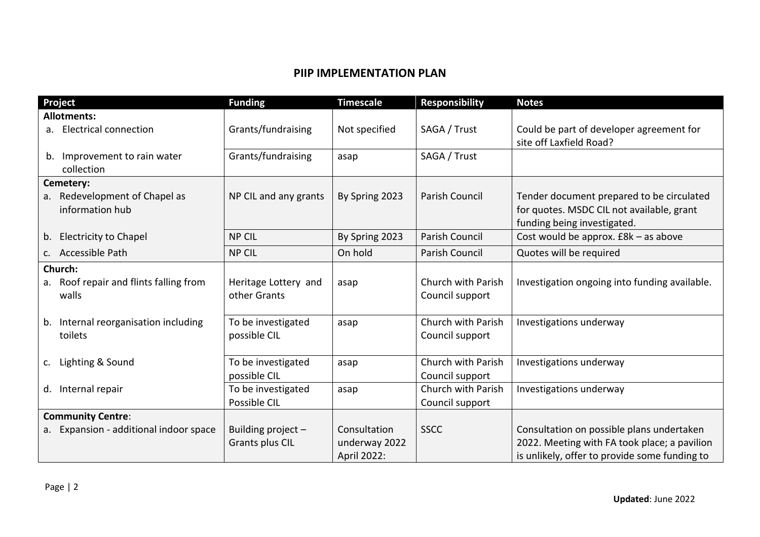## PIIP IMPLEMENTATION PLAN

| Project | Funding | Timescale | Responsibility | Notes |
|---|---|---|---|---|
| **Allotments:** | | | | |
| a. Electrical connection | Grants/fundraising | Not specified | SAGA / Trust | Could be part of developer agreement for site off Laxfield Road? |
| b. Improvement to rain water collection | Grants/fundraising | asap | SAGA / Trust | |
| **Cemetery:** | | | | |
| a. Redevelopment of Chapel as information hub | NP CIL and any grants | By Spring 2023 | Parish Council | Tender document prepared to be circulated for quotes. MSDC CIL not available, grant funding being investigated. |
| b. Electricity to Chapel | NP CIL | By Spring 2023 | Parish Council | Cost would be approx. £8k – as above |
| c. Accessible Path | NP CIL | On hold | Parish Council | Quotes will be required |
| **Church:** | | | | |
| a. Roof repair and flints falling from walls | Heritage Lottery and other Grants | asap | Church with Parish Council support | Investigation ongoing into funding available. |
| b. Internal reorganisation including toilets | To be investigated possible CIL | asap | Church with Parish Council support | Investigations underway |
| c. Lighting & Sound | To be investigated possible CIL | asap | Church with Parish Council support | Investigations underway |
| d. Internal repair | To be investigated Possible CIL | asap | Church with Parish Council support | Investigations underway |
| **Community Centre**: | | | | |
| a. Expansion - additional indoor space | Building project – Grants plus CIL | Consultation underway 2022 April 2022: | SSCC | Consultation on possible plans undertaken 2022. Meeting with FA took place; a pavilion is unlikely, offer to provide some funding to |

**Updated**: June 2022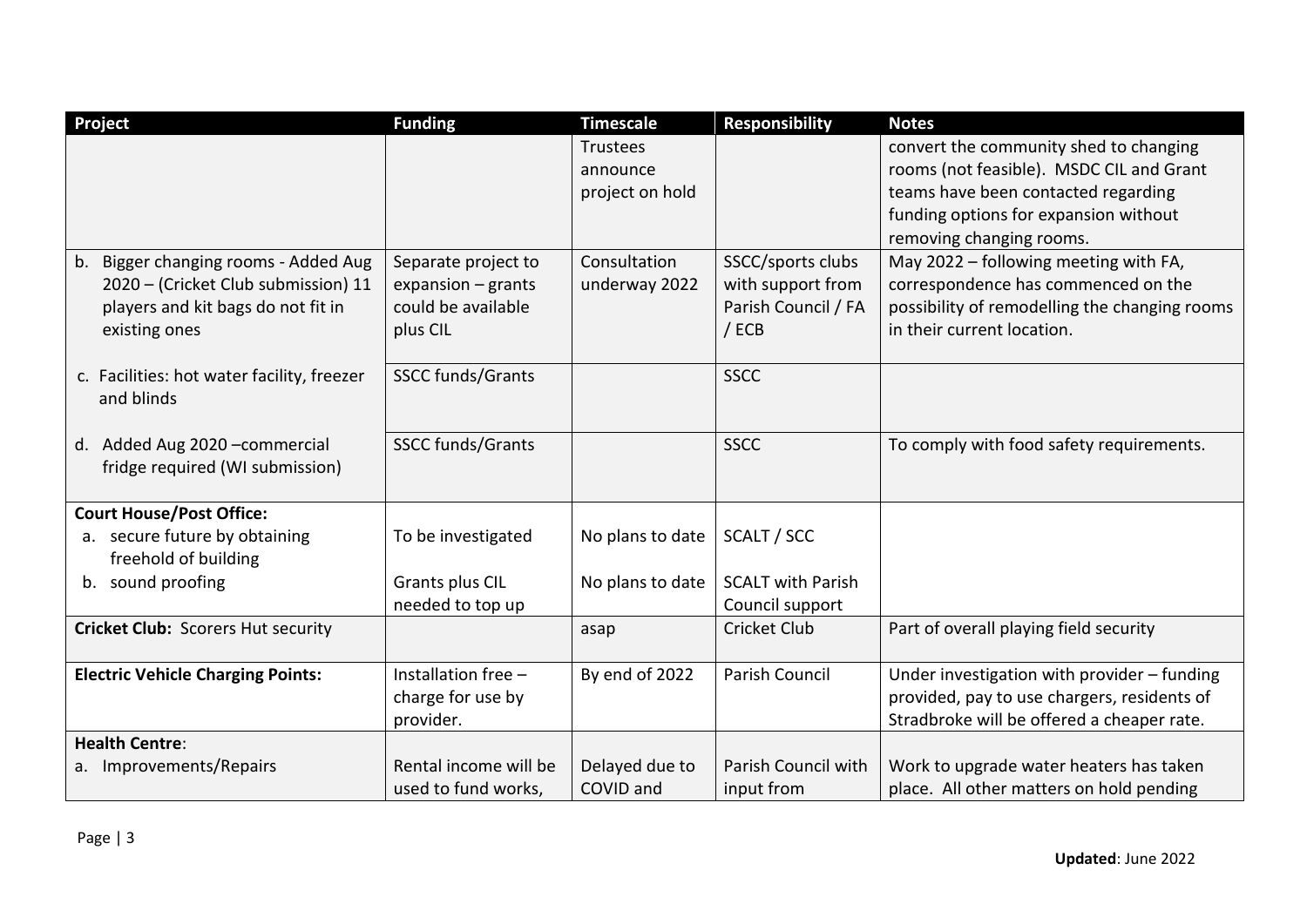| Project | Funding | Timescale | Responsibility | Notes |
|---|---|---|---|---|
| | | Trustees announce project on hold | | convert the community shed to changing rooms (not feasible). MSDC CIL and Grant teams have been contacted regarding funding options for expansion without removing changing rooms. |
| b. Bigger changing rooms - Added Aug 2020 – (Cricket Club submission) 11 players and kit bags do not fit in existing ones | Separate project to expansion – grants could be available plus CIL | Consultation underway 2022 | SSCC/sports clubs with support from Parish Council / FA / ECB | May 2022 – following meeting with FA, correspondence has commenced on the possibility of remodelling the changing rooms in their current location. |
| c. Facilities: hot water facility, freezer and blinds | SSCC funds/Grants | | SSCC | |
| d. Added Aug 2020 –commercial fridge required (WI submission) | SSCC funds/Grants | | SSCC | To comply with food safety requirements. |
| **Court House/Post Office:**<br>a. secure future by obtaining freehold of building<br>b. sound proofing | <br>To be investigated<br><br>Grants plus CIL needed to top up | <br>No plans to date<br><br>No plans to date | <br>SCALT / SCC<br><br>SCALT with Parish Council support | |
| **Cricket Club:** Scorers Hut security | | asap | Cricket Club | Part of overall playing field security |
| **Electric Vehicle Charging Points:** | Installation free – charge for use by provider. | By end of 2022 | Parish Council | Under investigation with provider – funding provided, pay to use chargers, residents of Stradbroke will be offered a cheaper rate. |
| **Health Centre**:<br>a. Improvements/Repairs | <br>Rental income will be used to fund works, | <br>Delayed due to COVID and | <br>Parish Council with input from | <br>Work to upgrade water heaters has taken place. All other matters on hold pending |

**Updated**: June 2022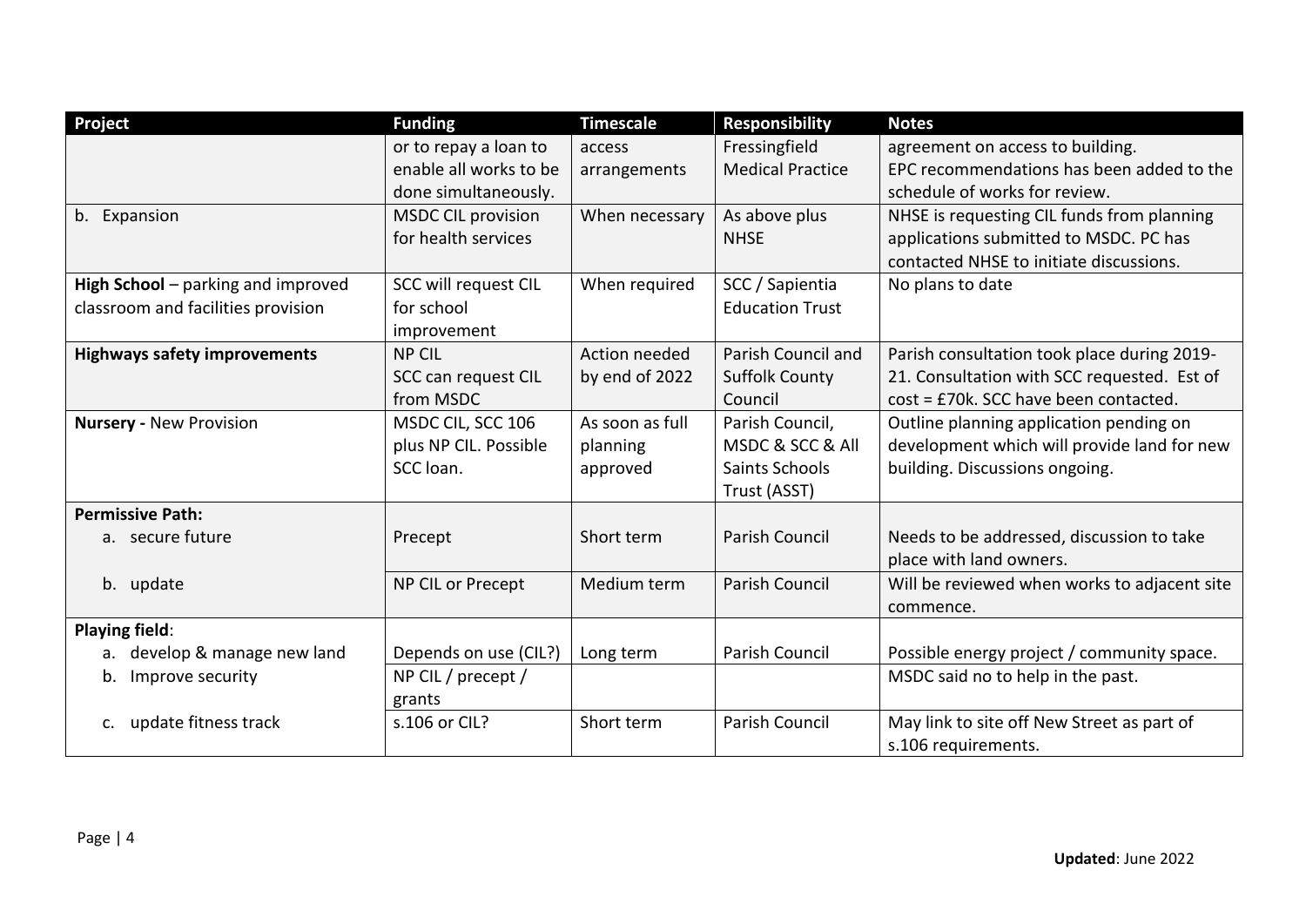| Project | Funding | Timescale | Responsibility | Notes |
| --- | --- | --- | --- | --- |
| | or to repay a loan to enable all works to be done simultaneously. | access arrangements | Fressingfield Medical Practice | agreement on access to building. EPC recommendations has been added to the schedule of works for review. |
| b. Expansion | MSDC CIL provision for health services | When necessary | As above plus NHSE | NHSE is requesting CIL funds from planning applications submitted to MSDC. PC has contacted NHSE to initiate discussions. |
| **High School** – parking and improved classroom and facilities provision | SCC will request CIL for school improvement | When required | SCC / Sapientia Education Trust | No plans to date |
| **Highways safety improvements** | NP CIL<br>SCC can request CIL from MSDC | Action needed by end of 2022 | Parish Council and Suffolk County Council | Parish consultation took place during 2019-21. Consultation with SCC requested. Est of cost = £70k. SCC have been contacted. |
| **Nursery -** New Provision | MSDC CIL, SCC 106 plus NP CIL. Possible SCC loan. | As soon as full planning approved | Parish Council, MSDC & SCC & All Saints Schools Trust (ASST) | Outline planning application pending on development which will provide land for new building. Discussions ongoing. |
| **Permissive Path:** | | | | |
| a. secure future | Precept | Short term | Parish Council | Needs to be addressed, discussion to take place with land owners. |
| b. update | NP CIL or Precept | Medium term | Parish Council | Will be reviewed when works to adjacent site commence. |
| **Playing field**: | | | | |
| a. develop & manage new land | Depends on use (CIL?) | Long term | Parish Council | Possible energy project / community space. |
| b. Improve security | NP CIL / precept / grants | | | MSDC said no to help in the past. |
| c. update fitness track | s.106 or CIL? | Short term | Parish Council | May link to site off New Street as part of s.106 requirements. |

**Updated**: June 2022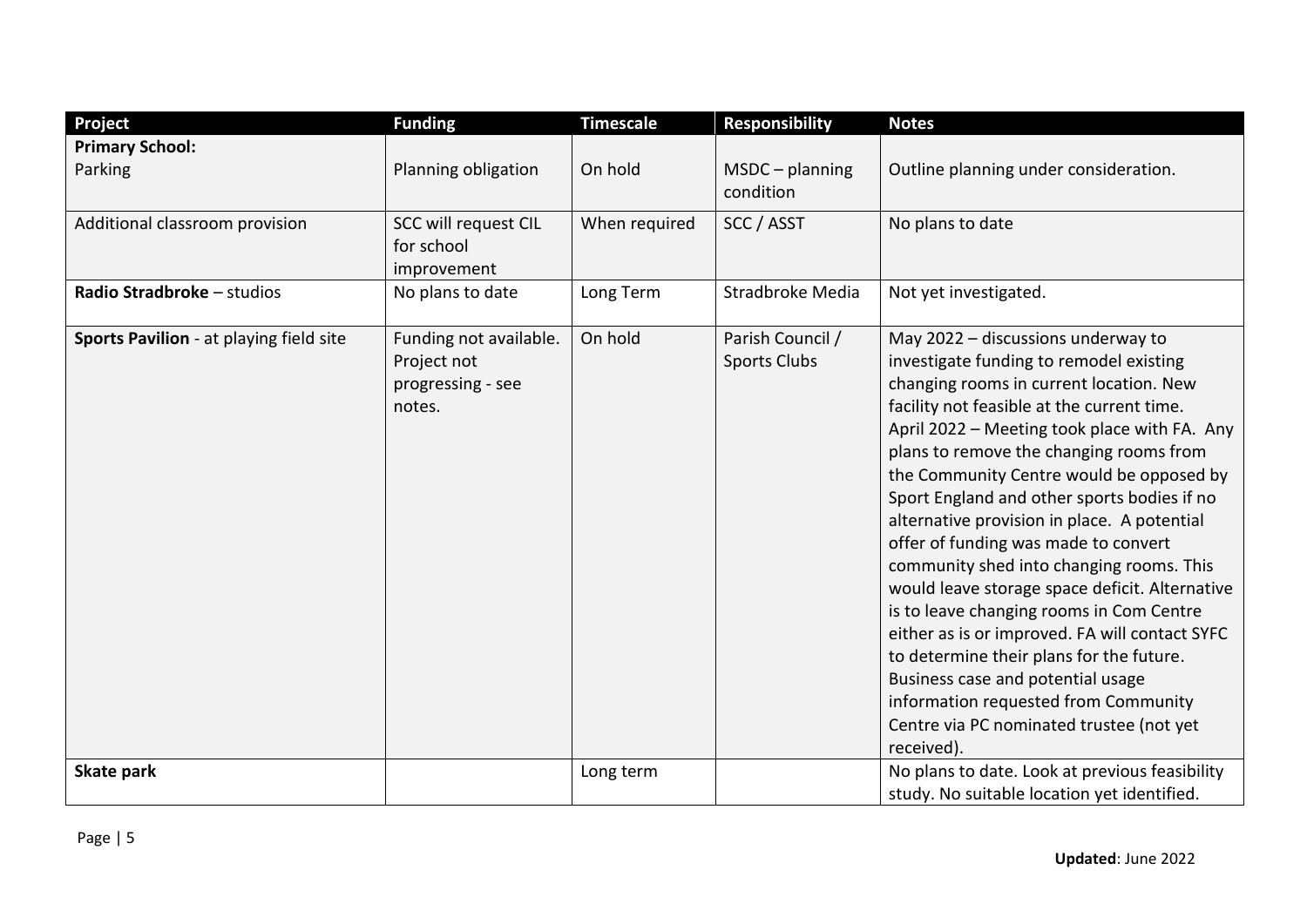| Project | Funding | Timescale | Responsibility | Notes |
|---|---|---|---|---|
| **Primary School:** | | | | |
| Parking | Planning obligation | On hold | MSDC – planning condition | Outline planning under consideration. |
| Additional classroom provision | SCC will request CIL for school improvement | When required | SCC / ASST | No plans to date |
| **Radio Stradbroke** – studios | No plans to date | Long Term | Stradbroke Media | Not yet investigated. |
| **Sports Pavilion** - at playing field site | Funding not available. Project not progressing - see notes. | On hold | Parish Council / Sports Clubs | May 2022 – discussions underway to investigate funding to remodel existing changing rooms in current location. New facility not feasible at the current time. April 2022 – Meeting took place with FA. Any plans to remove the changing rooms from the Community Centre would be opposed by Sport England and other sports bodies if no alternative provision in place. A potential offer of funding was made to convert community shed into changing rooms. This would leave storage space deficit. Alternative is to leave changing rooms in Com Centre either as is or improved. FA will contact SYFC to determine their plans for the future. Business case and potential usage information requested from Community Centre via PC nominated trustee (not yet received). |
| **Skate park** | | Long term | | No plans to date. Look at previous feasibility study. No suitable location yet identified. |

**Updated**: June 2022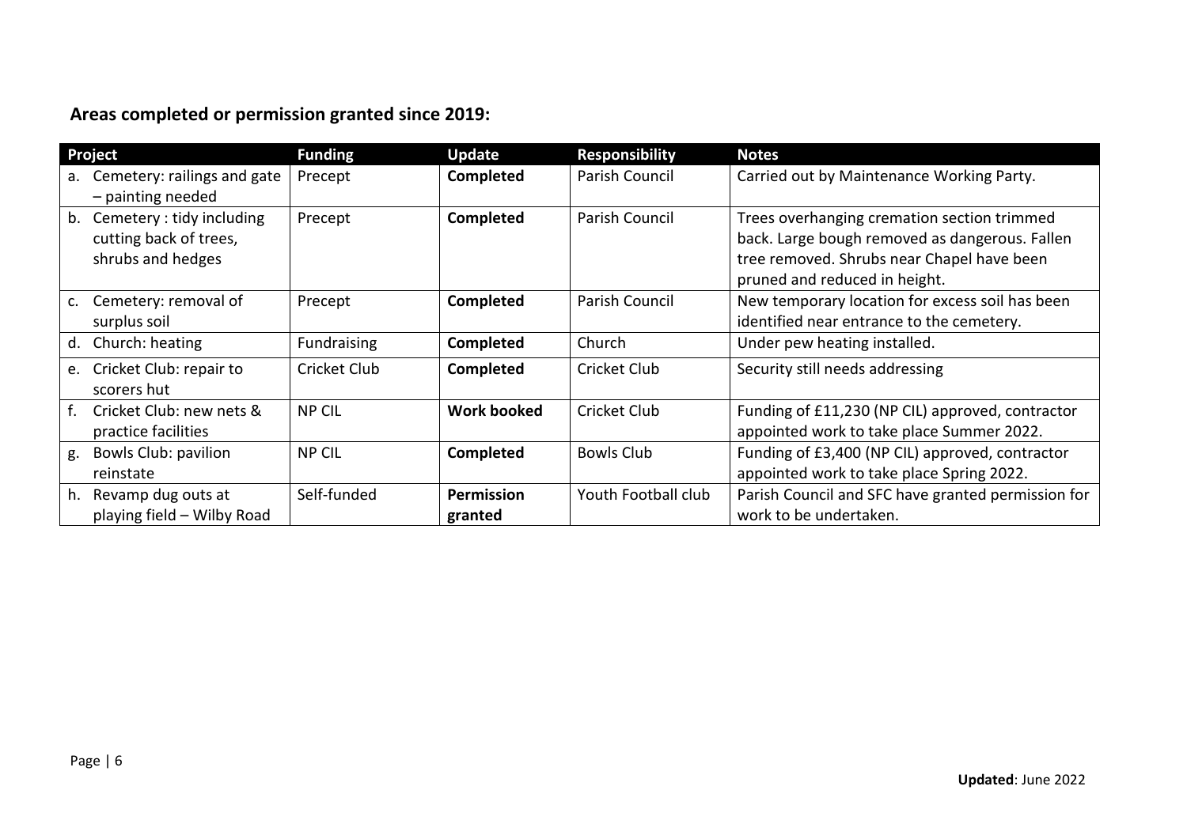## Areas completed or permission granted since 2019:

| Project | Funding | Update | Responsibility | Notes |
|---|---|---|---|---|
| a. Cemetery: railings and gate – painting needed | Precept | **Completed** | Parish Council | Carried out by Maintenance Working Party. |
| b. Cemetery : tidy including cutting back of trees, shrubs and hedges | Precept | **Completed** | Parish Council | Trees overhanging cremation section trimmed back. Large bough removed as dangerous. Fallen tree removed. Shrubs near Chapel have been pruned and reduced in height. |
| c. Cemetery: removal of surplus soil | Precept | **Completed** | Parish Council | New temporary location for excess soil has been identified near entrance to the cemetery. |
| d. Church: heating | Fundraising | **Completed** | Church | Under pew heating installed. |
| e. Cricket Club: repair to scorers hut | Cricket Club | **Completed** | Cricket Club | Security still needs addressing |
| f. Cricket Club: new nets & practice facilities | NP CIL | **Work booked** | Cricket Club | Funding of £11,230 (NP CIL) approved, contractor appointed work to take place Summer 2022. |
| g. Bowls Club: pavilion reinstate | NP CIL | **Completed** | Bowls Club | Funding of £3,400 (NP CIL) approved, contractor appointed work to take place Spring 2022. |
| h. Revamp dug outs at playing field – Wilby Road | Self-funded | **Permission granted** | Youth Football club | Parish Council and SFC have granted permission for work to be undertaken. |

**Updated**: June 2022